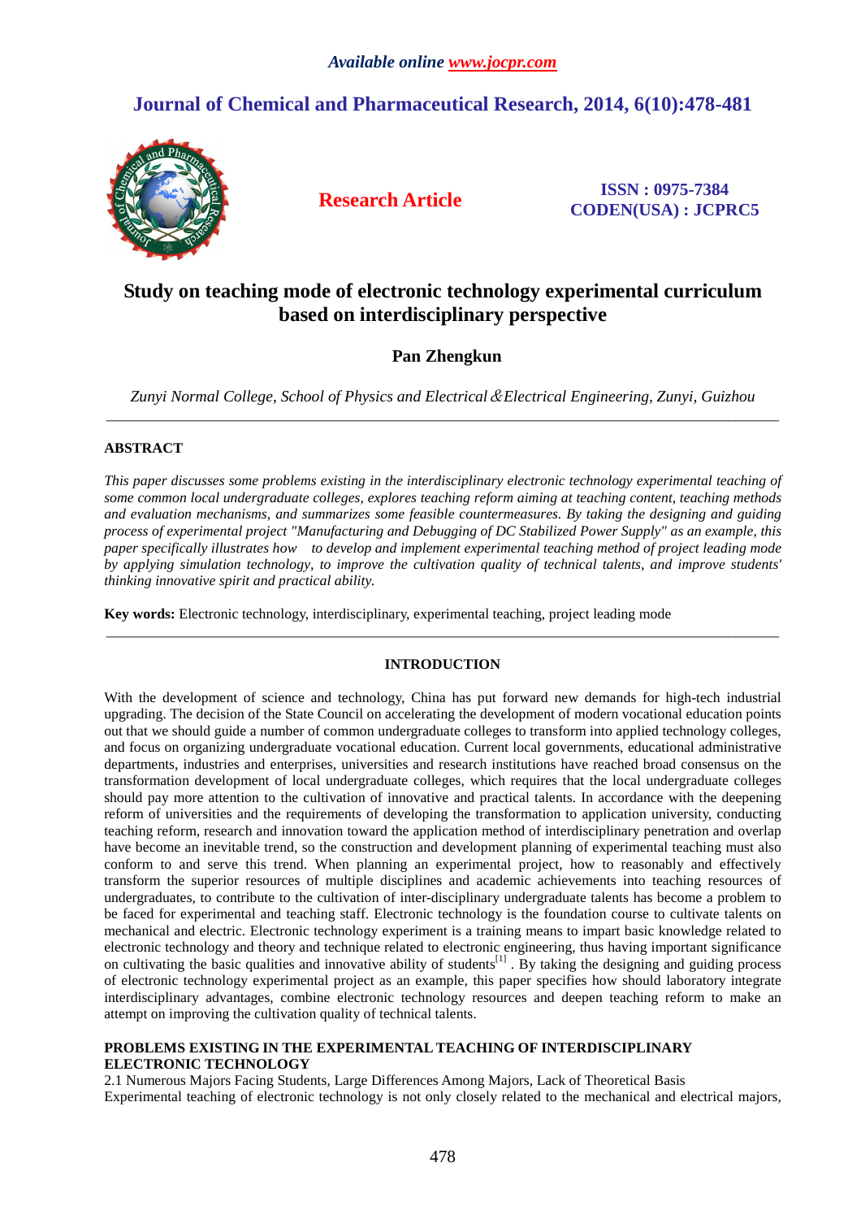# Study on teaching mode of electronic technology experimental curriculum based on interdisciplinary perspective

**Pan Zhengkun**

*Zunyi Normal College, School of Physics and Electrical＆Electrical Engineering, Zunyi, Guizhou*

---

## ABSTRACT

*This paper discusses some problems existing in the interdisciplinary electronic technology experimental teaching of some common local undergraduate colleges, explores teaching reform aiming at teaching content, teaching methods and evaluation mechanisms, and summarizes some feasible countermeasures. By taking the designing and guiding process of experimental project "Manufacturing and Debugging of DC Stabilized Power Supply" as an example, this paper specifically illustrates how to design and implement experimental teaching method of project leading mode by applying simulation technology, to improve the cultivation quality of technical talents, and improve students' thinking innovative spirit and practical ability.*

**Key words:** Electronic technology, interdisciplinary, experimental teaching, project leading mode

---

## INTRODUCTION

With the development of science and technology, China has put forward new demands for high-tech industrial upgrading. The decision of the State Council on accelerating the development of modern vocational education points out that we should guide a number of common undergraduate colleges to transform into applied technology colleges, and focus on organizing undergraduate vocational education. Current local governments, educational administrative departments, industries and enterprises, universities and research institutions have reached broad consensus on the transformation development of local undergraduate colleges, which requires that the local undergraduate colleges should pay more attention to the cultivation of innovative and practical talents. In accordance with the deepening reform of universities and the requirements of developing the transformation to application university, conducting teaching reform, research and innovation toward the application method of interdisciplinary penetration and overlap have become an inevitable trend, so the construction and development planning of experimental teaching must also conform to and serve this trend. When planning an experimental project, how to reasonably and effectively transform the superior resources of multiple disciplines and academic achievements into teaching resources of undergraduates, to contribute to the cultivation of inter-disciplinary undergraduate talents has become a problem to be faced for experimental and teaching staff. Electronic technology is the foundation course to cultivate talents on mechanical and electric. Electronic technology experiment is a training means to impart basic knowledge related to electronic technology and theory and technique related to electronic engineering, thus having important significance on cultivating the basic qualities and innovative ability of students[1] . By taking the designing and guiding process of electronic technology experimental project as an example, this paper specifies how should laboratory integrate interdisciplinary advantages, combine electronic technology resources and deepen teaching reform to make an attempt on improving the cultivation quality of technical talents.

## PROBLEMS EXISTING IN THE EXPERIMENTAL TEACHING OF INTERDISCIPLINARY ELECTRONIC TECHNOLOGY

### 2.1 Numerous Majors Facing Students, Large Differences Among Majors, Lack of Theoretical Basis

Experimental teaching of electronic technology is not only closely related to the mechanical and electrical majors,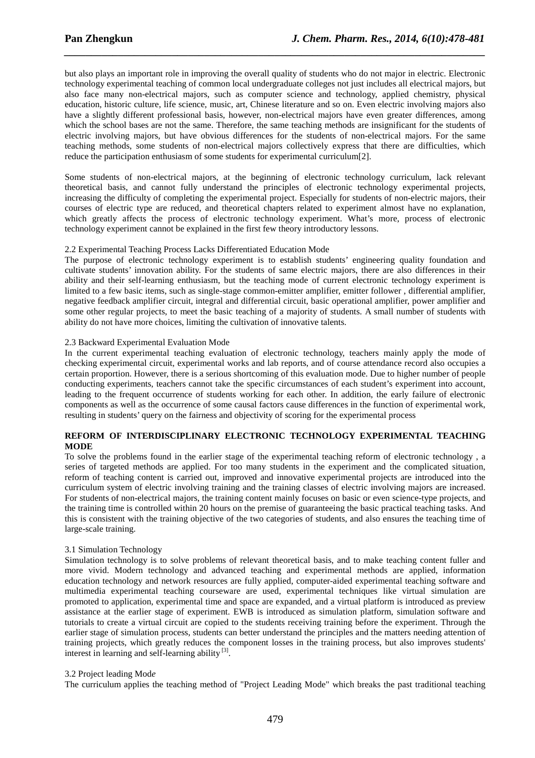but also plays an important role in improving the overall quality of students who do not major in electric. Electronic technology experimental teaching of common local undergraduate colleges not just includes all electrical majors, but also face many non-electrical majors, such as computer science and technology, applied chemistry, physical education, historic culture, life science, music, art, Chinese literature and so on. Even electric involving majors also have a slightly different professional basis, however, non-electrical majors have even greater differences, among which the school bases are not the same. Therefore, the same teaching methods are insignificant for the students of electric involving majors, but have obvious differences for the students of non-electrical majors. For the same teaching methods, some students of non-electrical majors collectively express that there are difficulties, which reduce the participation enthusiasm of some students for experimental curriculum[2].

Some students of non-electrical majors, at the beginning of electronic technology curriculum, lack relevant theoretical basis, and cannot fully understand the principles of electronic technology experimental projects, increasing the difficulty of completing the experimental project. Especially for students of non-electric majors, their courses of electric type are reduced, and theoretical chapters related to experiment almost have no explanation, which greatly affects the process of electronic technology experiment. What's more, process of electronic technology experiment cannot be explained in the first few theory introductory lessons.

### 2.2 Experimental Teaching Process Lacks Differentiated Education Mode

The purpose of electronic technology experiment is to establish students' engineering quality foundation and cultivate students' innovation ability. For the students of same electric majors, there are also differences in their ability and their self-learning enthusiasm, but the teaching mode of current electronic technology experiment is limited to a few basic items, such as single-stage common-emitter amplifier, emitter follower , differential amplifier, negative feedback amplifier circuit, integral and differential circuit, basic operational amplifier, power amplifier and some other regular projects, to meet the basic teaching of a majority of students. A small number of students with ability do not have more choices, limiting the cultivation of innovative talents.

### 2.3 Backward Experimental Evaluation Mode

In the current experimental teaching evaluation of electronic technology, teachers mainly apply the mode of checking experimental circuit, experimental works and lab reports, and of course attendance record also occupies a certain proportion. However, there is a serious shortcoming of this evaluation mode. Due to higher number of people conducting experiments, teachers cannot take the specific circumstances of each student's experiment into account, leading to the frequent occurrence of students working for each other. In addition, the early failure of electronic components as well as the occurrence of some causal factors cause differences in the function of experimental work, resulting in students' query on the fairness and objectivity of scoring for the experimental process

## REFORM OF INTERDISCIPLINARY ELECTRONIC TECHNOLOGY EXPERIMENTAL TEACHING MODE

To solve the problems found in the earlier stage of the experimental teaching reform of electronic technology , a series of targeted methods are applied. For too many students in the experiment and the complicated situation, reform of teaching content is carried out, improved and innovative experimental projects are introduced into the curriculum system of electric involving training and the training classes of electric involving majors are increased. For students of non-electrical majors, the training content mainly focuses on basic or even science-type projects, and the training time is controlled within 20 hours on the premise of guaranteeing the basic practical teaching tasks. And this is consistent with the training objective of the two categories of students, and also ensures the teaching time of large-scale training.

### 3.1 Simulation Technology

Simulation technology is to solve problems of relevant theoretical basis, and to make teaching content fuller and more vivid. Modern technology and advanced teaching and experimental methods are applied, information education technology and network resources are fully applied, computer-aided experimental teaching software and multimedia experimental teaching courseware are used, experimental techniques like virtual simulation are promoted to application, experimental time and space are expanded, and a virtual platform is introduced as preview assistance at the earlier stage of experiment. EWB is introduced as simulation platform, simulation software and tutorials to create a virtual circuit are copied to the students receiving training before the experiment. Through the earlier stage of simulation process, students can better understand the principles and the matters needing attention of training projects, which greatly reduces the component losses in the training process, but also improves students' interest in learning and self-learning ability [3].

### 3.2 Project leading Mod*e*

The curriculum applies the teaching method of "Project Leading Mode" which breaks the past traditional teaching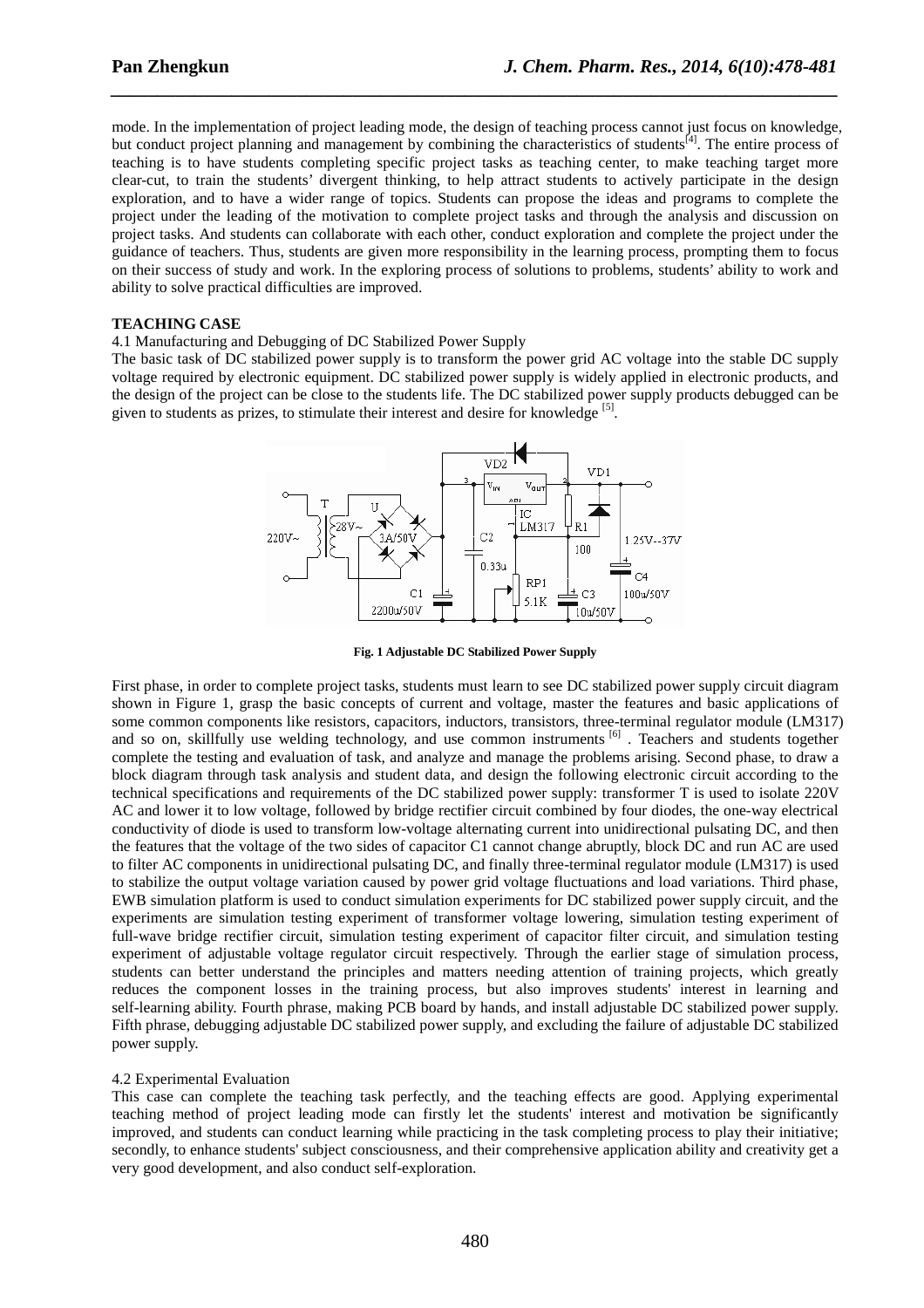mode. In the implementation of project leading mode, the design of teaching process cannot just focus on knowledge, but conduct project planning and management by combining the characteristics of students[4]. The entire process of teaching is to have students completing specific project tasks as teaching center, to make teaching target more clear-cut, to train the students' divergent thinking, to help attract students to actively participate in the design exploration, and to have a wider range of topics. Students can propose the ideas and programs to complete the project under the leading of the motivation to complete project tasks and through the analysis and discussion on project tasks. And students can collaborate with each other, conduct exploration and complete the project under the guidance of teachers. Thus, students are given more responsibility in the learning process, prompting them to focus on their success of study and work. In the exploring process of solutions to problems, students' ability to work and ability to solve practical difficulties are improved.

**TEACHING CASE**

4.1 Manufacturing and Debugging of DC Stabilized Power Supply

The basic task of DC stabilized power supply is to transform the power grid AC voltage into the stable DC supply voltage required by electronic equipment. DC stabilized power supply is widely applied in electronic products, and the design of the project can be close to the students life. The DC stabilized power supply products debugged can be given to students as prizes, to stimulate their interest and desire for knowledge [5].

**Fig. 1 Adjustable DC Stabilized Power Supply**

First phase, in order to complete project tasks, students must learn to see DC stabilized power supply circuit diagram shown in Figure 1, grasp the basic concepts of current and voltage, master the features and basic applications of some common components like resistors, capacitors, inductors, transistors, three-terminal regulator module (LM317) and so on, skillfully use welding technology, and use common instruments [6] . Teachers and students together complete the testing and evaluation of task, and analyze and manage the problems arising. Second phase, to draw a block diagram through task analysis and student data, and design the following electronic circuit according to the technical specifications and requirements of the DC stabilized power supply: transformer T is used to isolate 220V AC and lower it to low voltage, followed by bridge rectifier circuit combined by four diodes, the one-way electrical conductivity of diode is used to transform low-voltage alternating current into unidirectional pulsating DC, and then the features that the voltage of the two sides of capacitor C1 cannot change abruptly, block DC and run AC are used to filter AC components in unidirectional pulsating DC, and finally three-terminal regulator module (LM317) is used to stabilize the output voltage variation caused by power grid voltage fluctuations and load variations. Third phase, EWB simulation platform is used to conduct simulation experiments for DC stabilized power supply circuit, and the experiments are simulation testing experiment of transformer voltage lowering, simulation testing experiment of full-wave bridge rectifier circuit, simulation testing experiment of capacitor filter circuit, and simulation testing experiment of adjustable voltage regulator circuit respectively. Through the earlier stage of simulation process, students can better understand the principles and matters needing attention of training projects, which greatly reduces the component losses in the training process, but also improves students' interest in learning and self-learning ability. Fourth phrase, making PCB board by hands, and install adjustable DC stabilized power supply. Fifth phrase, debugging adjustable DC stabilized power supply, and excluding the failure of adjustable DC stabilized power supply.

4.2 Experimental Evaluation

This case can complete the teaching task perfectly, and the teaching effects are good. Applying experimental teaching method of project leading mode can firstly let the students' interest and motivation be significantly improved, and students can conduct learning while practicing in the task completing process to play their initiative; secondly, to enhance students' subject consciousness, and their comprehensive application ability and creativity get a very good development, and also conduct self-exploration.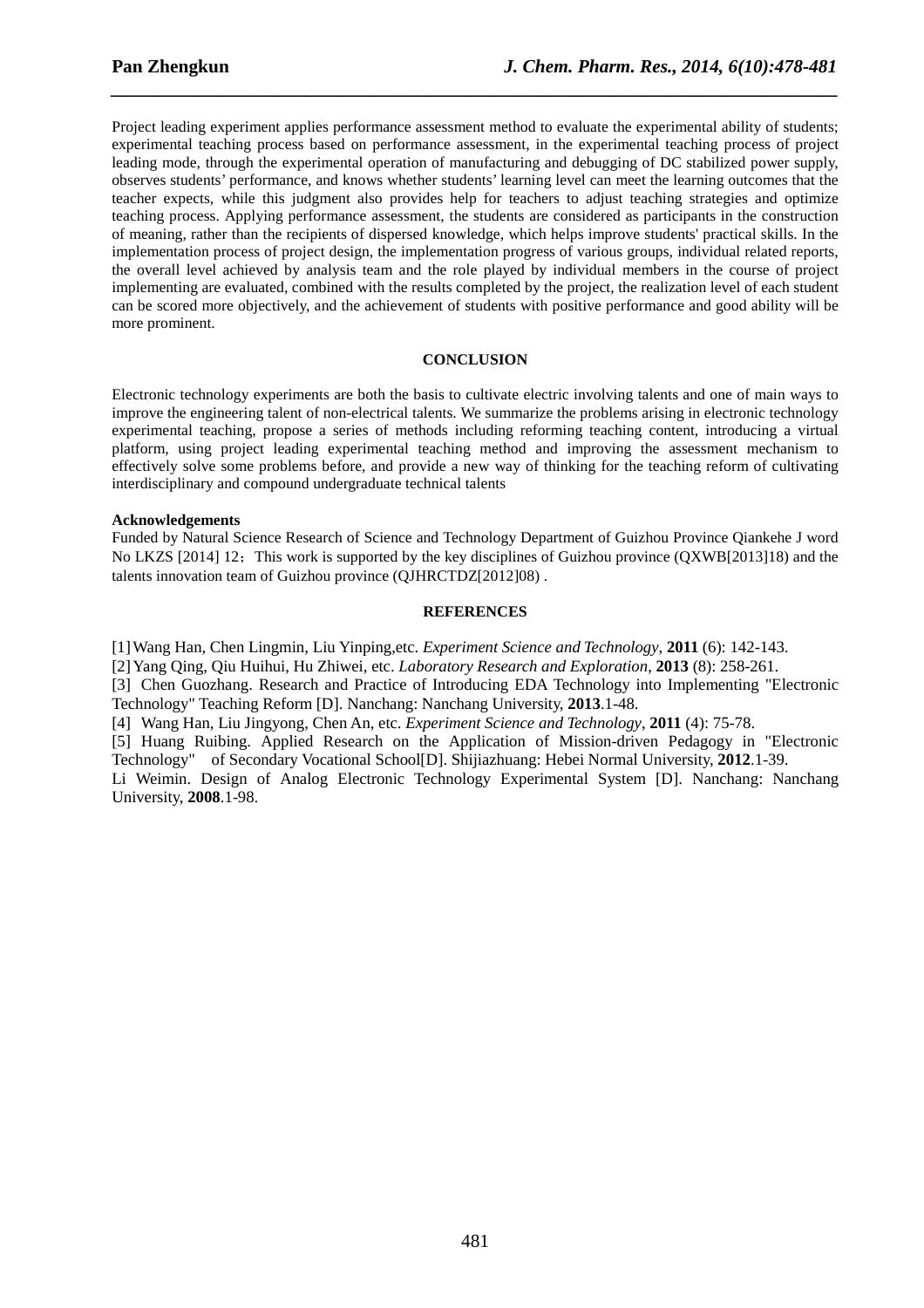Project leading experiment applies performance assessment method to evaluate the experimental ability of students; experimental teaching process based on performance assessment, in the experimental teaching process of project leading mode, through the experimental operation of manufacturing and debugging of DC stabilized power supply, observes students' performance, and knows whether students' learning level can meet the learning outcomes that the teacher expects, while this judgment also provides help for teachers to adjust teaching strategies and optimize teaching process. Applying performance assessment, the students are considered as participants in the construction of meaning, rather than the recipients of dispersed knowledge, which helps improve students' practical skills. In the implementation process of project design, the implementation progress of various groups, individual related reports, the overall level achieved by analysis team and the role played by individual members in the course of project implementing are evaluated, combined with the results completed by the project, the realization level of each student can be scored more objectively, and the achievement of students with positive performance and good ability will be more prominent.

## CONCLUSION

Electronic technology experiments are both the basis to cultivate electric involving talents and one of main ways to improve the engineering talent of non-electrical talents. We summarize the problems arising in electronic technology experimental teaching, propose a series of methods including reforming teaching content, introducing a virtual platform, using project leading experimental teaching method and improving the assessment mechanism to effectively solve some problems before, and provide a new way of thinking for the teaching reform of cultivating interdisciplinary and compound undergraduate technical talents

**Acknowledgements**

Funded by Natural Science Research of Science and Technology Department of Guizhou Province Qiankehe J word No LKZS [2014] 12；This work is supported by the key disciplines of Guizhou province (QXWB[2013]18) and the talents innovation team of Guizhou province (QJHRCTDZ[2012]08) .

## REFERENCES

[1] Wang Han, Chen Lingmin, Liu Yinping,etc. *Experiment Science and Technology*, **2011** (6): 142-143.

[2] Yang Qing, Qiu Huihui, Hu Zhiwei, etc. *Laboratory Research and Exploration*, **2013** (8): 258-261.

[3] Chen Guozhang. Research and Practice of Introducing EDA Technology into Implementing "Electronic Technology" Teaching Reform [D]. Nanchang: Nanchang University, **2013**.1-48.

[4] Wang Han, Liu Jingyong, Chen An, etc. *Experiment Science and Technology*, **2011** (4): 75-78.

[5] Huang Ruibing. Applied Research on the Application of Mission-driven Pedagogy in "Electronic Technology" of Secondary Vocational School[D]. Shijiazhuang: Hebei Normal University, **2012**.1-39.

Li Weimin. Design of Analog Electronic Technology Experimental System [D]. Nanchang: Nanchang University, **2008**.1-98.